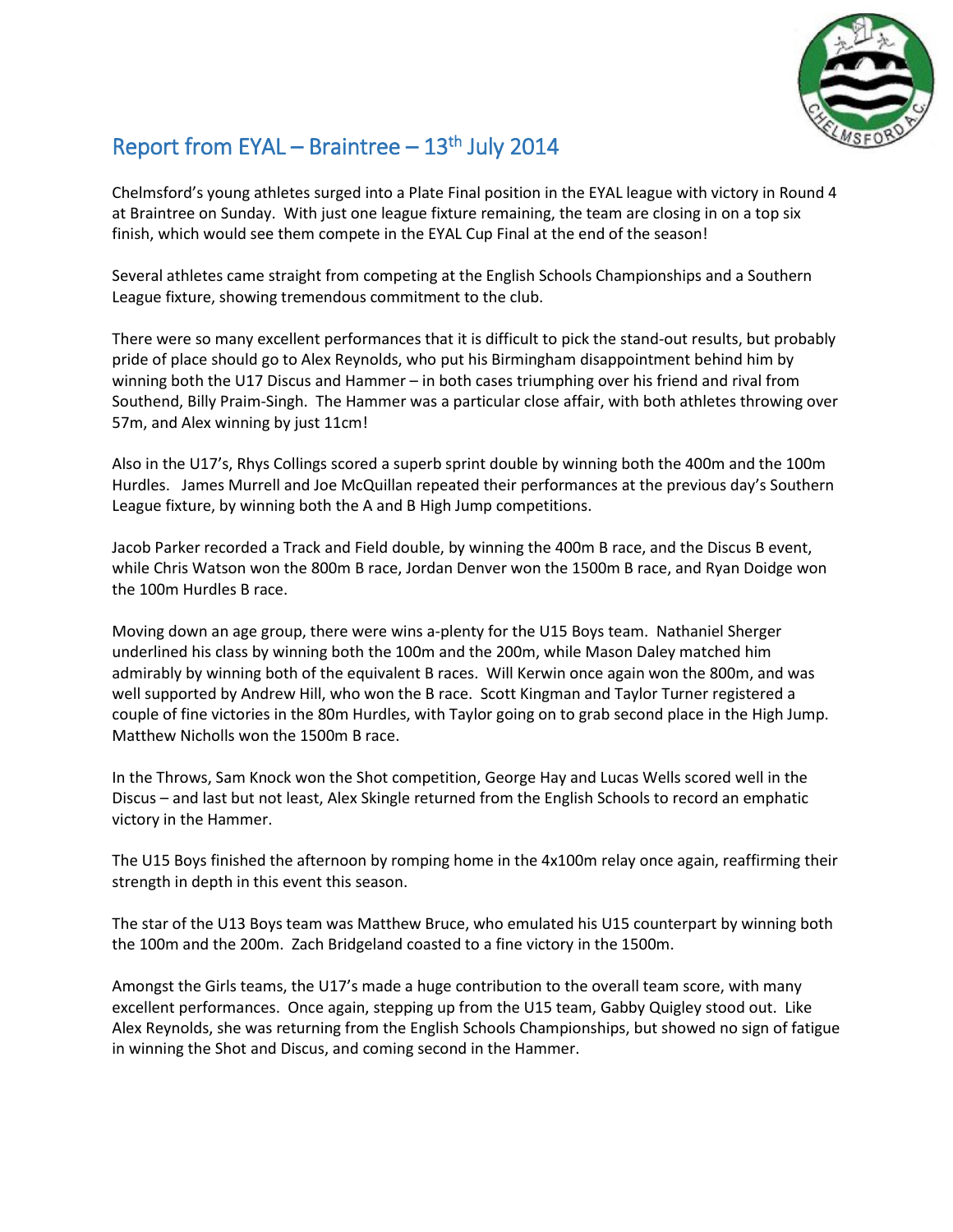# Report from EYAL – Braintree – 13th July 2014

Chelmsford's young athletes surged into a Plate Final position in the EYAL league with victory in Round 4 at Braintree on Sunday. With just one league fixture remaining, the team are closing in on a top six finish, which would see them compete in the EYAL Cup Final at the end of the season!

Several athletes came straight from competing at the English Schools Championships and a Southern League fixture, showing tremendous commitment to the club.

There were so many excellent performances that it is difficult to pick the stand-out results, but probably pride of place should go to Alex Reynolds, who put his Birmingham disappointment behind him by winning both the U17 Discus and Hammer – in both cases triumphing over his friend and rival from Southend, Billy Praim-Singh. The Hammer was a particular close affair, with both athletes throwing over 57m, and Alex winning by just 11cm!

Also in the U17's, Rhys Collings scored a superb sprint double by winning both the 400m and the 100m Hurdles. James Murrell and Joe McQuillan repeated their performances at the previous day's Southern League fixture, by winning both the A and B High Jump competitions.

Jacob Parker recorded a Track and Field double, by winning the 400m B race, and the Discus B event, while Chris Watson won the 800m B race, Jordan Denver won the 1500m B race, and Ryan Doidge won the 100m Hurdles B race.

Moving down an age group, there were wins a-plenty for the U15 Boys team. Nathaniel Sherger underlined his class by winning both the 100m and the 200m, while Mason Daley matched him admirably by winning both of the equivalent B races. Will Kerwin once again won the 800m, and was well supported by Andrew Hill, who won the B race. Scott Kingman and Taylor Turner registered a couple of fine victories in the 80m Hurdles, with Taylor going on to grab second place in the High Jump. Matthew Nicholls won the 1500m B race.

In the Throws, Sam Knock won the Shot competition, George Hay and Lucas Wells scored well in the Discus – and last but not least, Alex Skingle returned from the English Schools to record an emphatic victory in the Hammer.

The U15 Boys finished the afternoon by romping home in the 4x100m relay once again, reaffirming their strength in depth in this event this season.

The star of the U13 Boys team was Matthew Bruce, who emulated his U15 counterpart by winning both the 100m and the 200m. Zach Bridgeland coasted to a fine victory in the 1500m.

Amongst the Girls teams, the U17's made a huge contribution to the overall team score, with many excellent performances. Once again, stepping up from the U15 team, Gabby Quigley stood out. Like Alex Reynolds, she was returning from the English Schools Championships, but showed no sign of fatigue in winning the Shot and Discus, and coming second in the Hammer.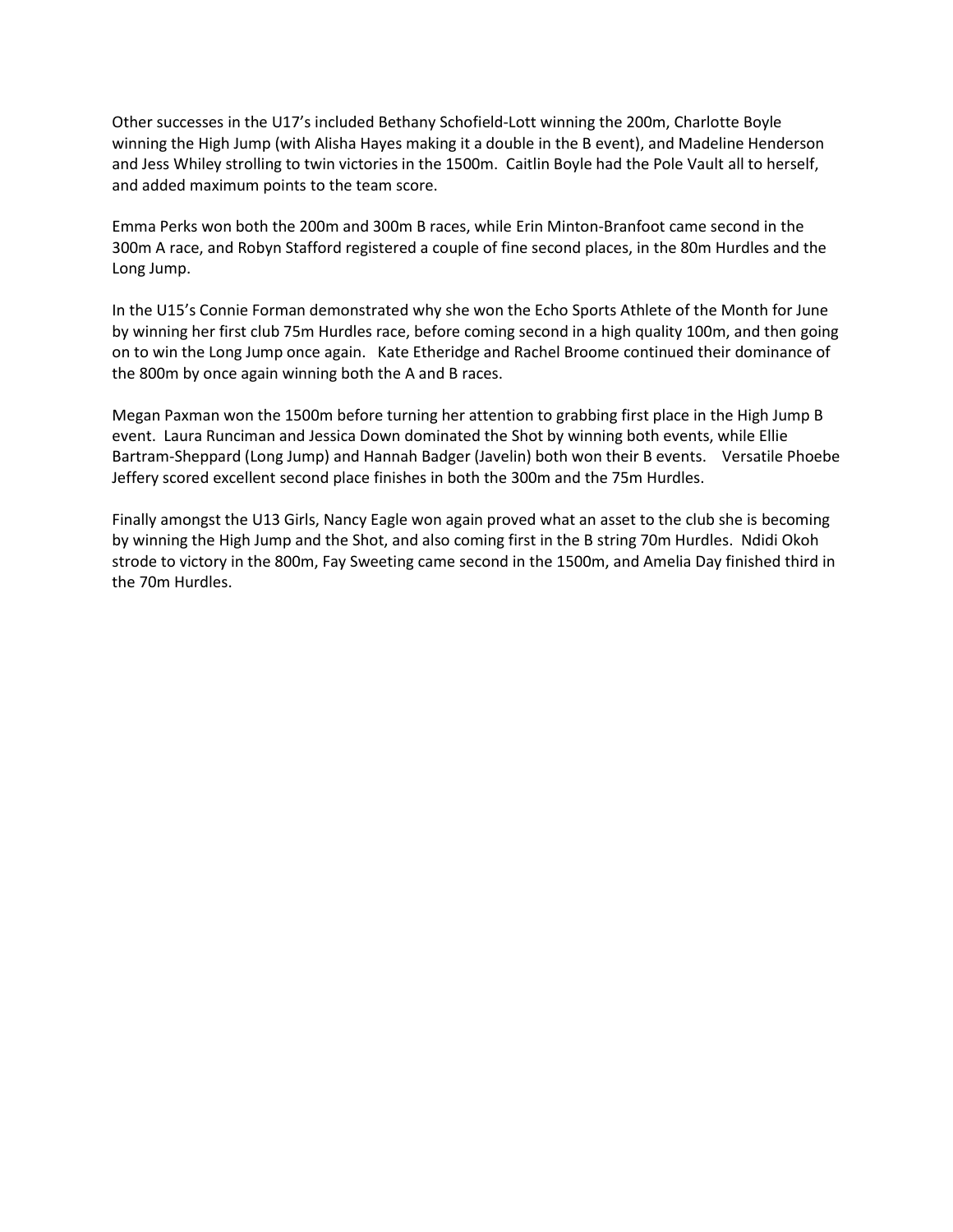Other successes in the U17's included Bethany Schofield-Lott winning the 200m, Charlotte Boyle winning the High Jump (with Alisha Hayes making it a double in the B event), and Madeline Henderson and Jess Whiley strolling to twin victories in the 1500m. Caitlin Boyle had the Pole Vault all to herself, and added maximum points to the team score.

Emma Perks won both the 200m and 300m B races, while Erin Minton-Branfoot came second in the 300m A race, and Robyn Stafford registered a couple of fine second places, in the 80m Hurdles and the Long Jump.

In the U15's Connie Forman demonstrated why she won the Echo Sports Athlete of the Month for June by winning her first club 75m Hurdles race, before coming second in a high quality 100m, and then going on to win the Long Jump once again. Kate Etheridge and Rachel Broome continued their dominance of the 800m by once again winning both the A and B races.

Megan Paxman won the 1500m before turning her attention to grabbing first place in the High Jump B event. Laura Runciman and Jessica Down dominated the Shot by winning both events, while Ellie Bartram-Sheppard (Long Jump) and Hannah Badger (Javelin) both won their B events. Versatile Phoebe Jeffery scored excellent second place finishes in both the 300m and the 75m Hurdles.

Finally amongst the U13 Girls, Nancy Eagle won again proved what an asset to the club she is becoming by winning the High Jump and the Shot, and also coming first in the B string 70m Hurdles. Ndidi Okoh strode to victory in the 800m, Fay Sweeting came second in the 1500m, and Amelia Day finished third in the 70m Hurdles.